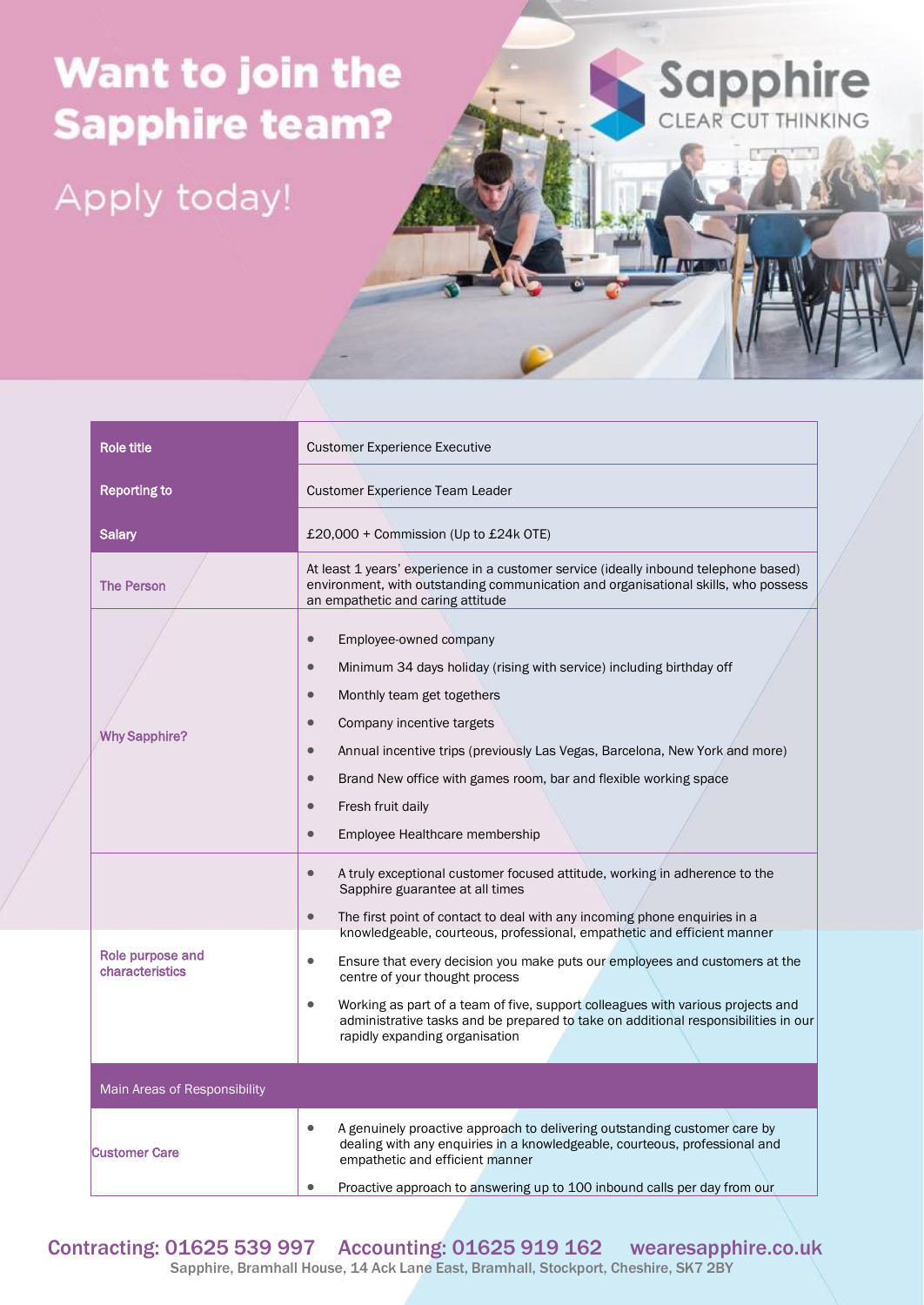# Want to join the Sapphire team?

## Apply today!

Sapphire
CLEAR CUT THINKING

| Role title | Customer Experience Executive |
|---|---|
| Reporting to | Customer Experience Team Leader |
| Salary | £20,000 + Commission (Up to £24k OTE) |
| The Person | At least 1 years' experience in a customer service (ideally inbound telephone based) environment, with outstanding communication and organisational skills, who possess an empathetic and caring attitude |
| Why Sapphire? | • Employee-owned company<br>• Minimum 34 days holiday (rising with service) including birthday off<br>• Monthly team get togethers<br>• Company incentive targets<br>• Annual incentive trips (previously Las Vegas, Barcelona, New York and more)<br>• Brand New office with games room, bar and flexible working space<br>• Fresh fruit daily<br>• Employee Healthcare membership |
| Role purpose and characteristics | • A truly exceptional customer focused attitude, working in adherence to the Sapphire guarantee at all times<br>• The first point of contact to deal with any incoming phone enquiries in a knowledgeable, courteous, professional, empathetic and efficient manner<br>• Ensure that every decision you make puts our employees and customers at the centre of your thought process<br>• Working as part of a team of five, support colleagues with various projects and administrative tasks and be prepared to take on additional responsibilities in our rapidly expanding organisation |
| **Main Areas of Responsibility** | |
| Customer Care | • A genuinely proactive approach to delivering outstanding customer care by dealing with any enquiries in a knowledgeable, courteous, professional and empathetic and efficient manner<br>• Proactive approach to answering up to 100 inbound calls per day from our |

Contracting: 01625 539 997 Accounting: 01625 919 162 wearesapphire.co.uk
Sapphire, Bramhall House, 14 Ack Lane East, Bramhall, Stockport, Cheshire, SK7 2BY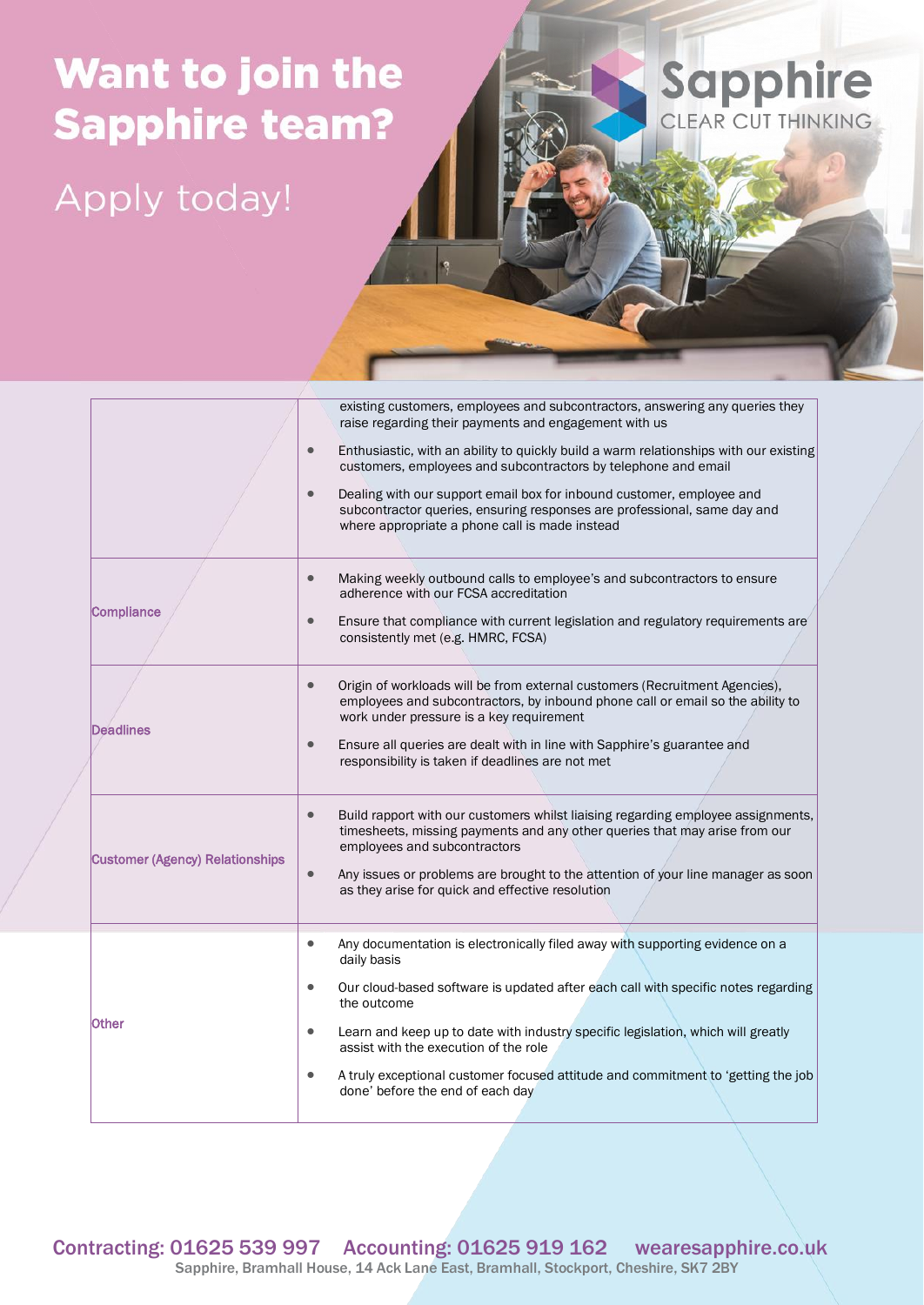# Want to join the Sapphire team?

Apply today!

| | |
|---|---|
| | existing customers, employees and subcontractors, answering any queries they raise regarding their payments and engagement with us<br>• Enthusiastic, with an ability to quickly build a warm relationships with our existing customers, employees and subcontractors by telephone and email<br>• Dealing with our support email box for inbound customer, employee and subcontractor queries, ensuring responses are professional, same day and where appropriate a phone call is made instead |
| Compliance | • Making weekly outbound calls to employee's and subcontractors to ensure adherence with our FCSA accreditation<br>• Ensure that compliance with current legislation and regulatory requirements are consistently met (e.g. HMRC, FCSA) |
| Deadlines | • Origin of workloads will be from external customers (Recruitment Agencies), employees and subcontractors, by inbound phone call or email so the ability to work under pressure is a key requirement<br>• Ensure all queries are dealt with in line with Sapphire's guarantee and responsibility is taken if deadlines are not met |
| Customer (Agency) Relationships | • Build rapport with our customers whilst liaising regarding employee assignments, timesheets, missing payments and any other queries that may arise from our employees and subcontractors<br>• Any issues or problems are brought to the attention of your line manager as soon as they arise for quick and effective resolution |
| Other | • Any documentation is electronically filed away with supporting evidence on a daily basis<br>• Our cloud-based software is updated after each call with specific notes regarding the outcome<br>• Learn and keep up to date with industry specific legislation, which will greatly assist with the execution of the role<br>• A truly exceptional customer focused attitude and commitment to 'getting the job done' before the end of each day |

Contracting: 01625 539 997 Accounting: 01625 919 162 wearesapphire.co.uk

Sapphire, Bramhall House, 14 Ack Lane East, Bramhall, Stockport, Cheshire, SK7 2BY